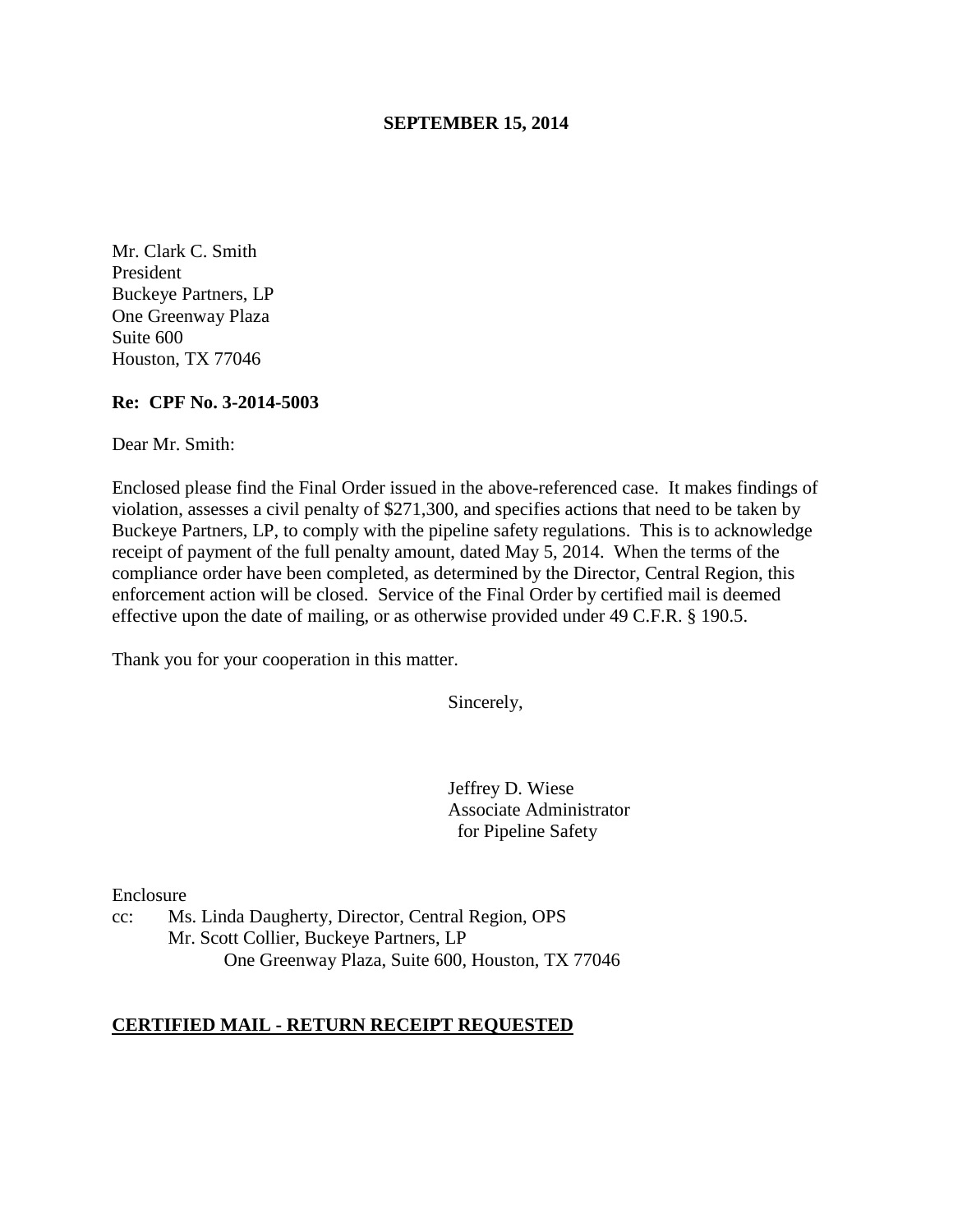**SEPTEMBER 15, 2014**

Mr. Clark C. Smith
President
Buckeye Partners, LP
One Greenway Plaza
Suite 600
Houston, TX 77046

**Re: CPF No. 3-2014-5003**

Dear Mr. Smith:

Enclosed please find the Final Order issued in the above-referenced case. It makes findings of violation, assesses a civil penalty of $271,300, and specifies actions that need to be taken by Buckeye Partners, LP, to comply with the pipeline safety regulations. This is to acknowledge receipt of payment of the full penalty amount, dated May 5, 2014. When the terms of the compliance order have been completed, as determined by the Director, Central Region, this enforcement action will be closed. Service of the Final Order by certified mail is deemed effective upon the date of mailing, or as otherwise provided under 49 C.F.R. § 190.5.

Thank you for your cooperation in this matter.

Sincerely,

Jeffrey D. Wiese
Associate Administrator
for Pipeline Safety

Enclosure
cc: Ms. Linda Daugherty, Director, Central Region, OPS
Mr. Scott Collier, Buckeye Partners, LP
One Greenway Plaza, Suite 600, Houston, TX 77046

**CERTIFIED MAIL - RETURN RECEIPT REQUESTED**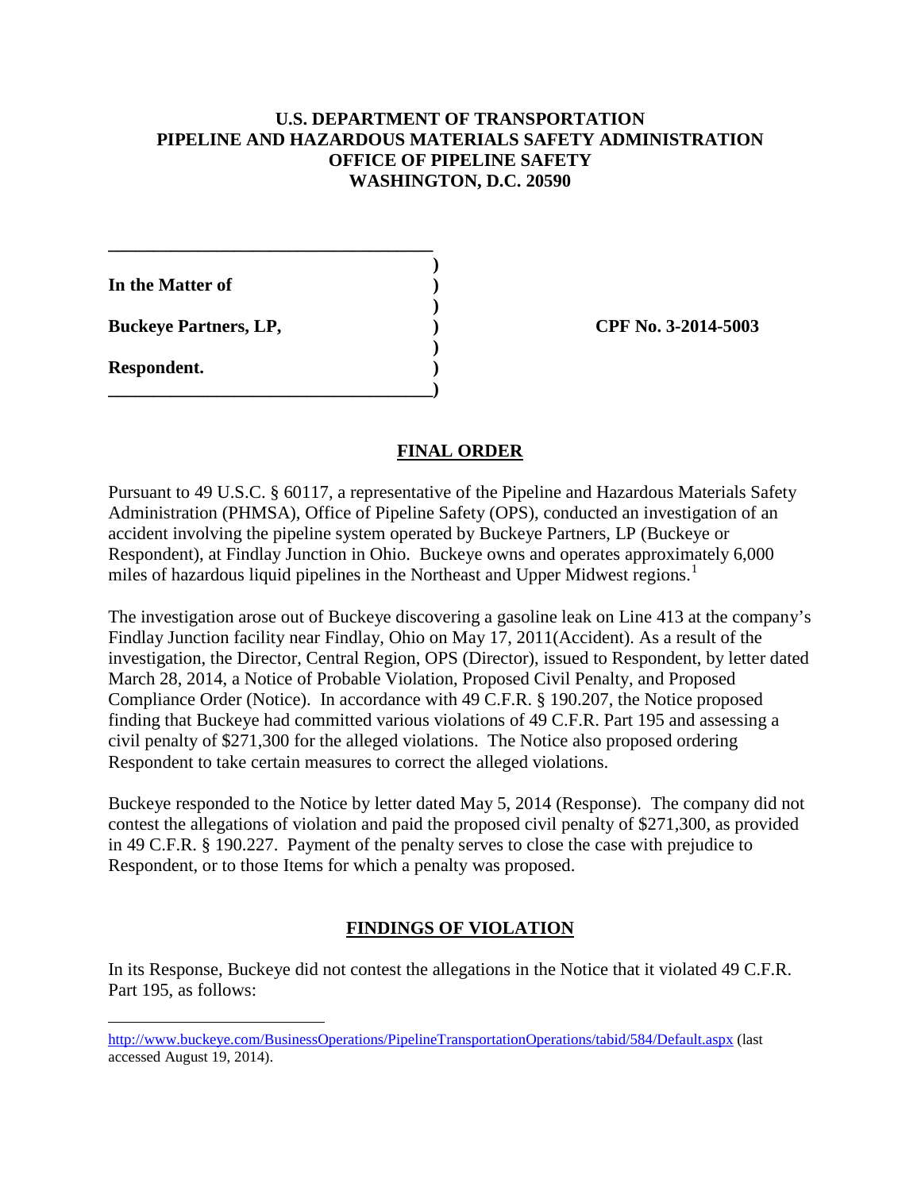**U.S. DEPARTMENT OF TRANSPORTATION**
**PIPELINE AND HAZARDOUS MATERIALS SAFETY ADMINISTRATION**
**OFFICE OF PIPELINE SAFETY**
**WASHINGTON, D.C. 20590**

| | |
|---|---|
| **In the Matter of** | |
| **Buckeye Partners, LP,** | **CPF No. 3-2014-5003** |
| **Respondent.** | |

## FINAL ORDER

Pursuant to 49 U.S.C. § 60117, a representative of the Pipeline and Hazardous Materials Safety Administration (PHMSA), Office of Pipeline Safety (OPS), conducted an investigation of an accident involving the pipeline system operated by Buckeye Partners, LP (Buckeye or Respondent), at Findlay Junction in Ohio. Buckeye owns and operates approximately 6,000 miles of hazardous liquid pipelines in the Northeast and Upper Midwest regions.[1]

The investigation arose out of Buckeye discovering a gasoline leak on Line 413 at the company's Findlay Junction facility near Findlay, Ohio on May 17, 2011(Accident). As a result of the investigation, the Director, Central Region, OPS (Director), issued to Respondent, by letter dated March 28, 2014, a Notice of Probable Violation, Proposed Civil Penalty, and Proposed Compliance Order (Notice). In accordance with 49 C.F.R. § 190.207, the Notice proposed finding that Buckeye had committed various violations of 49 C.F.R. Part 195 and assessing a civil penalty of $271,300 for the alleged violations. The Notice also proposed ordering Respondent to take certain measures to correct the alleged violations.

Buckeye responded to the Notice by letter dated May 5, 2014 (Response). The company did not contest the allegations of violation and paid the proposed civil penalty of $271,300, as provided in 49 C.F.R. § 190.227. Payment of the penalty serves to close the case with prejudice to Respondent, or to those Items for which a penalty was proposed.

## FINDINGS OF VIOLATION

In its Response, Buckeye did not contest the allegations in the Notice that it violated 49 C.F.R. Part 195, as follows:

---

[1] http://www.buckeye.com/BusinessOperations/PipelineTransportationOperations/tabid/584/Default.aspx (last accessed August 19, 2014).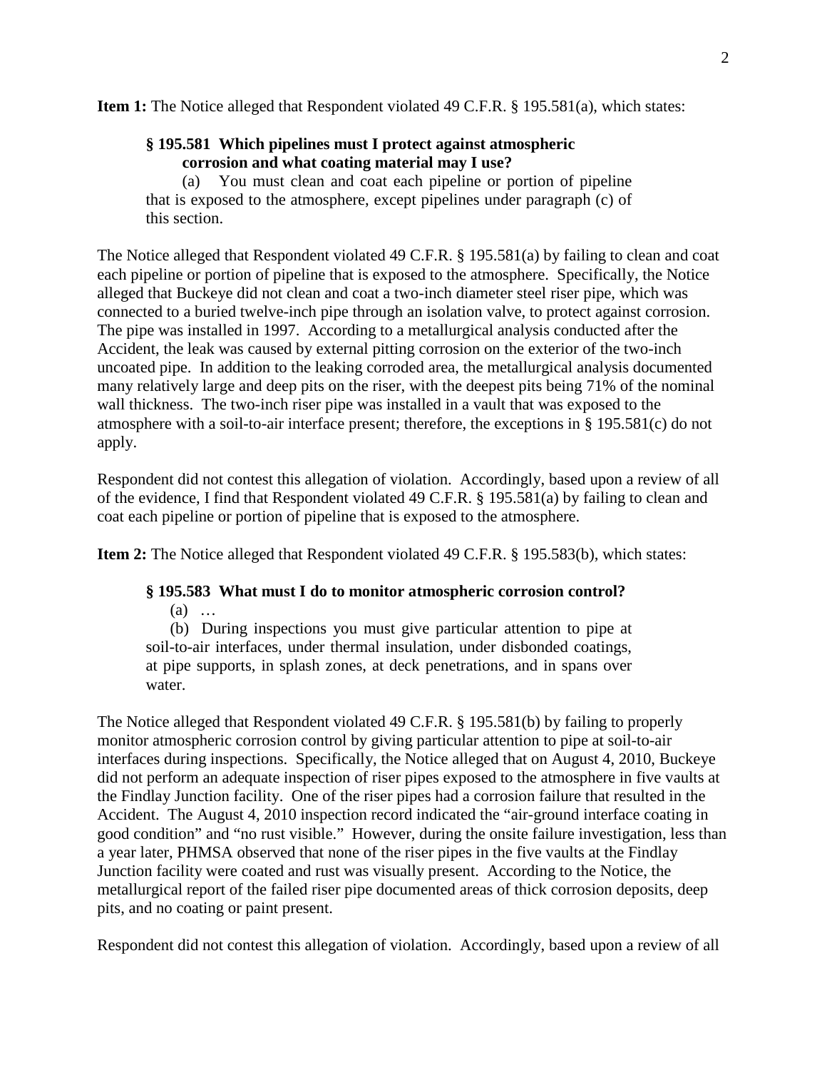**Item 1:** The Notice alleged that Respondent violated 49 C.F.R. § 195.581(a), which states:

> **§ 195.581 Which pipelines must I protect against atmospheric corrosion and what coating material may I use?**
>
> (a) You must clean and coat each pipeline or portion of pipeline that is exposed to the atmosphere, except pipelines under paragraph (c) of this section.

The Notice alleged that Respondent violated 49 C.F.R. § 195.581(a) by failing to clean and coat each pipeline or portion of pipeline that is exposed to the atmosphere. Specifically, the Notice alleged that Buckeye did not clean and coat a two-inch diameter steel riser pipe, which was connected to a buried twelve-inch pipe through an isolation valve, to protect against corrosion. The pipe was installed in 1997. According to a metallurgical analysis conducted after the Accident, the leak was caused by external pitting corrosion on the exterior of the two-inch uncoated pipe. In addition to the leaking corroded area, the metallurgical analysis documented many relatively large and deep pits on the riser, with the deepest pits being 71% of the nominal wall thickness. The two-inch riser pipe was installed in a vault that was exposed to the atmosphere with a soil-to-air interface present; therefore, the exceptions in § 195.581(c) do not apply.

Respondent did not contest this allegation of violation. Accordingly, based upon a review of all of the evidence, I find that Respondent violated 49 C.F.R. § 195.581(a) by failing to clean and coat each pipeline or portion of pipeline that is exposed to the atmosphere.

**Item 2:** The Notice alleged that Respondent violated 49 C.F.R. § 195.583(b), which states:

> **§ 195.583 What must I do to monitor atmospheric corrosion control?**
>
> (a) …
>
> (b) During inspections you must give particular attention to pipe at soil-to-air interfaces, under thermal insulation, under disbonded coatings, at pipe supports, in splash zones, at deck penetrations, and in spans over water.

The Notice alleged that Respondent violated 49 C.F.R. § 195.581(b) by failing to properly monitor atmospheric corrosion control by giving particular attention to pipe at soil-to-air interfaces during inspections. Specifically, the Notice alleged that on August 4, 2010, Buckeye did not perform an adequate inspection of riser pipes exposed to the atmosphere in five vaults at the Findlay Junction facility. One of the riser pipes had a corrosion failure that resulted in the Accident. The August 4, 2010 inspection record indicated the "air-ground interface coating in good condition" and "no rust visible." However, during the onsite failure investigation, less than a year later, PHMSA observed that none of the riser pipes in the five vaults at the Findlay Junction facility were coated and rust was visually present. According to the Notice, the metallurgical report of the failed riser pipe documented areas of thick corrosion deposits, deep pits, and no coating or paint present.

Respondent did not contest this allegation of violation. Accordingly, based upon a review of all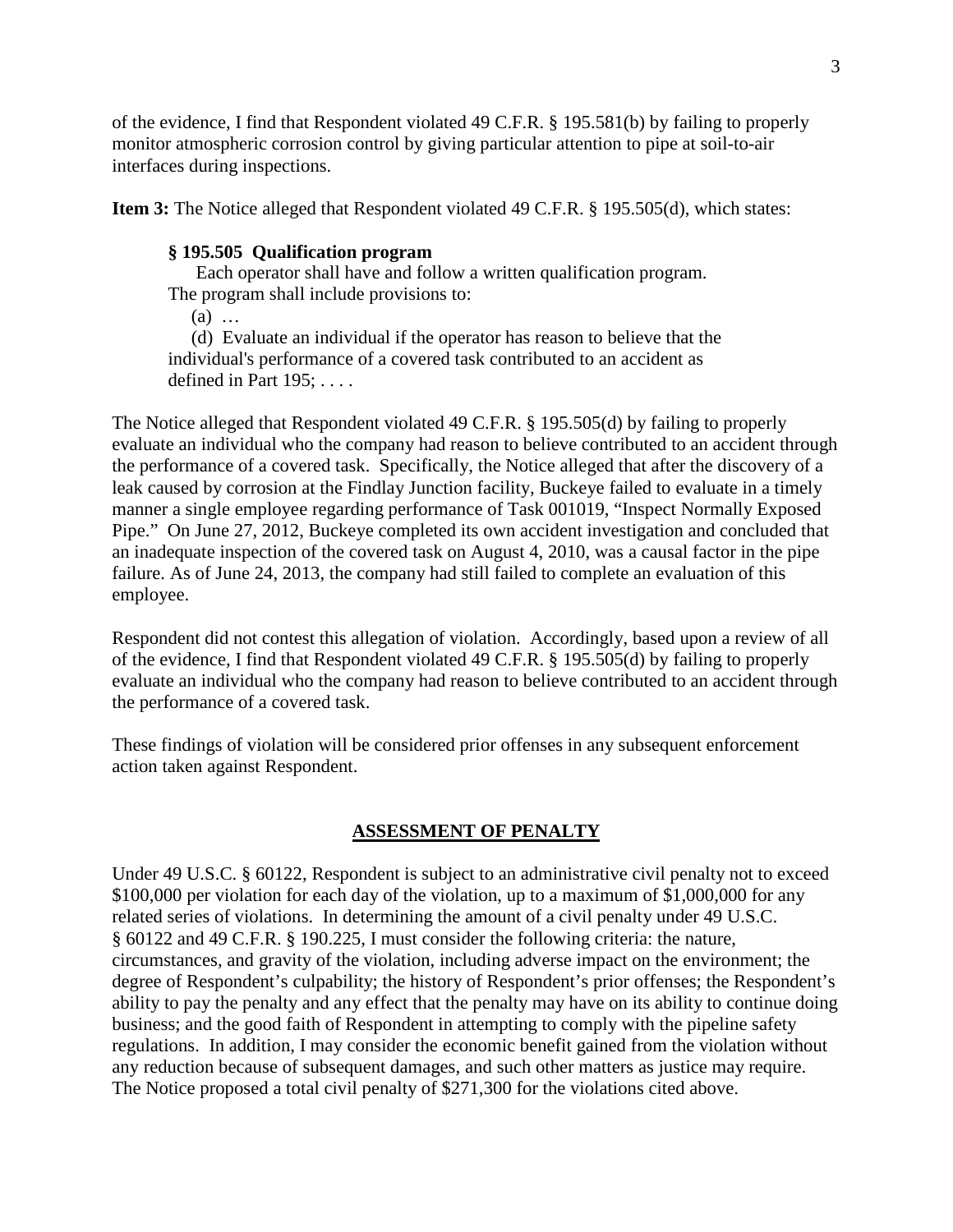of the evidence, I find that Respondent violated 49 C.F.R. § 195.581(b) by failing to properly monitor atmospheric corrosion control by giving particular attention to pipe at soil-to-air interfaces during inspections.

**Item 3:** The Notice alleged that Respondent violated 49 C.F.R. § 195.505(d), which states:

> **§ 195.505 Qualification program**
>
> Each operator shall have and follow a written qualification program. The program shall include provisions to:
>
> (a) …
>
> (d) Evaluate an individual if the operator has reason to believe that the individual's performance of a covered task contributed to an accident as defined in Part 195; . . . .

The Notice alleged that Respondent violated 49 C.F.R. § 195.505(d) by failing to properly evaluate an individual who the company had reason to believe contributed to an accident through the performance of a covered task. Specifically, the Notice alleged that after the discovery of a leak caused by corrosion at the Findlay Junction facility, Buckeye failed to evaluate in a timely manner a single employee regarding performance of Task 001019, "Inspect Normally Exposed Pipe." On June 27, 2012, Buckeye completed its own accident investigation and concluded that an inadequate inspection of the covered task on August 4, 2010, was a causal factor in the pipe failure. As of June 24, 2013, the company had still failed to complete an evaluation of this employee.

Respondent did not contest this allegation of violation. Accordingly, based upon a review of all of the evidence, I find that Respondent violated 49 C.F.R. § 195.505(d) by failing to properly evaluate an individual who the company had reason to believe contributed to an accident through the performance of a covered task.

These findings of violation will be considered prior offenses in any subsequent enforcement action taken against Respondent.

## ASSESSMENT OF PENALTY

Under 49 U.S.C. § 60122, Respondent is subject to an administrative civil penalty not to exceed $100,000 per violation for each day of the violation, up to a maximum of $1,000,000 for any related series of violations. In determining the amount of a civil penalty under 49 U.S.C. § 60122 and 49 C.F.R. § 190.225, I must consider the following criteria: the nature, circumstances, and gravity of the violation, including adverse impact on the environment; the degree of Respondent's culpability; the history of Respondent's prior offenses; the Respondent's ability to pay the penalty and any effect that the penalty may have on its ability to continue doing business; and the good faith of Respondent in attempting to comply with the pipeline safety regulations. In addition, I may consider the economic benefit gained from the violation without any reduction because of subsequent damages, and such other matters as justice may require. The Notice proposed a total civil penalty of $271,300 for the violations cited above.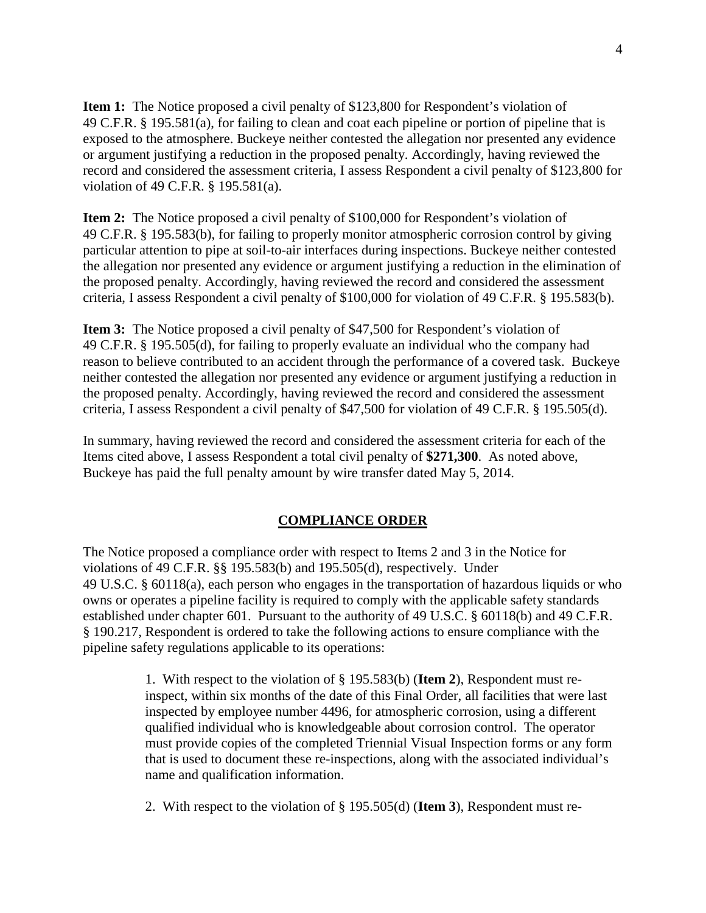**Item 1:** The Notice proposed a civil penalty of $123,800 for Respondent's violation of 49 C.F.R. § 195.581(a), for failing to clean and coat each pipeline or portion of pipeline that is exposed to the atmosphere. Buckeye neither contested the allegation nor presented any evidence or argument justifying a reduction in the proposed penalty. Accordingly, having reviewed the record and considered the assessment criteria, I assess Respondent a civil penalty of $123,800 for violation of 49 C.F.R. § 195.581(a).

**Item 2:** The Notice proposed a civil penalty of $100,000 for Respondent's violation of 49 C.F.R. § 195.583(b), for failing to properly monitor atmospheric corrosion control by giving particular attention to pipe at soil-to-air interfaces during inspections. Buckeye neither contested the allegation nor presented any evidence or argument justifying a reduction in the elimination of the proposed penalty. Accordingly, having reviewed the record and considered the assessment criteria, I assess Respondent a civil penalty of $100,000 for violation of 49 C.F.R. § 195.583(b).

**Item 3:** The Notice proposed a civil penalty of $47,500 for Respondent's violation of 49 C.F.R. § 195.505(d), for failing to properly evaluate an individual who the company had reason to believe contributed to an accident through the performance of a covered task. Buckeye neither contested the allegation nor presented any evidence or argument justifying a reduction in the proposed penalty. Accordingly, having reviewed the record and considered the assessment criteria, I assess Respondent a civil penalty of $47,500 for violation of 49 C.F.R. § 195.505(d).

In summary, having reviewed the record and considered the assessment criteria for each of the Items cited above, I assess Respondent a total civil penalty of **$271,300**. As noted above, Buckeye has paid the full penalty amount by wire transfer dated May 5, 2014.

## COMPLIANCE ORDER

The Notice proposed a compliance order with respect to Items 2 and 3 in the Notice for violations of 49 C.F.R. §§ 195.583(b) and 195.505(d), respectively. Under 49 U.S.C. § 60118(a), each person who engages in the transportation of hazardous liquids or who owns or operates a pipeline facility is required to comply with the applicable safety standards established under chapter 601. Pursuant to the authority of 49 U.S.C. § 60118(b) and 49 C.F.R. § 190.217, Respondent is ordered to take the following actions to ensure compliance with the pipeline safety regulations applicable to its operations:

1. With respect to the violation of § 195.583(b) (**Item 2**), Respondent must re-inspect, within six months of the date of this Final Order, all facilities that were last inspected by employee number 4496, for atmospheric corrosion, using a different qualified individual who is knowledgeable about corrosion control. The operator must provide copies of the completed Triennial Visual Inspection forms or any form that is used to document these re-inspections, along with the associated individual's name and qualification information.

2. With respect to the violation of § 195.505(d) (**Item 3**), Respondent must re-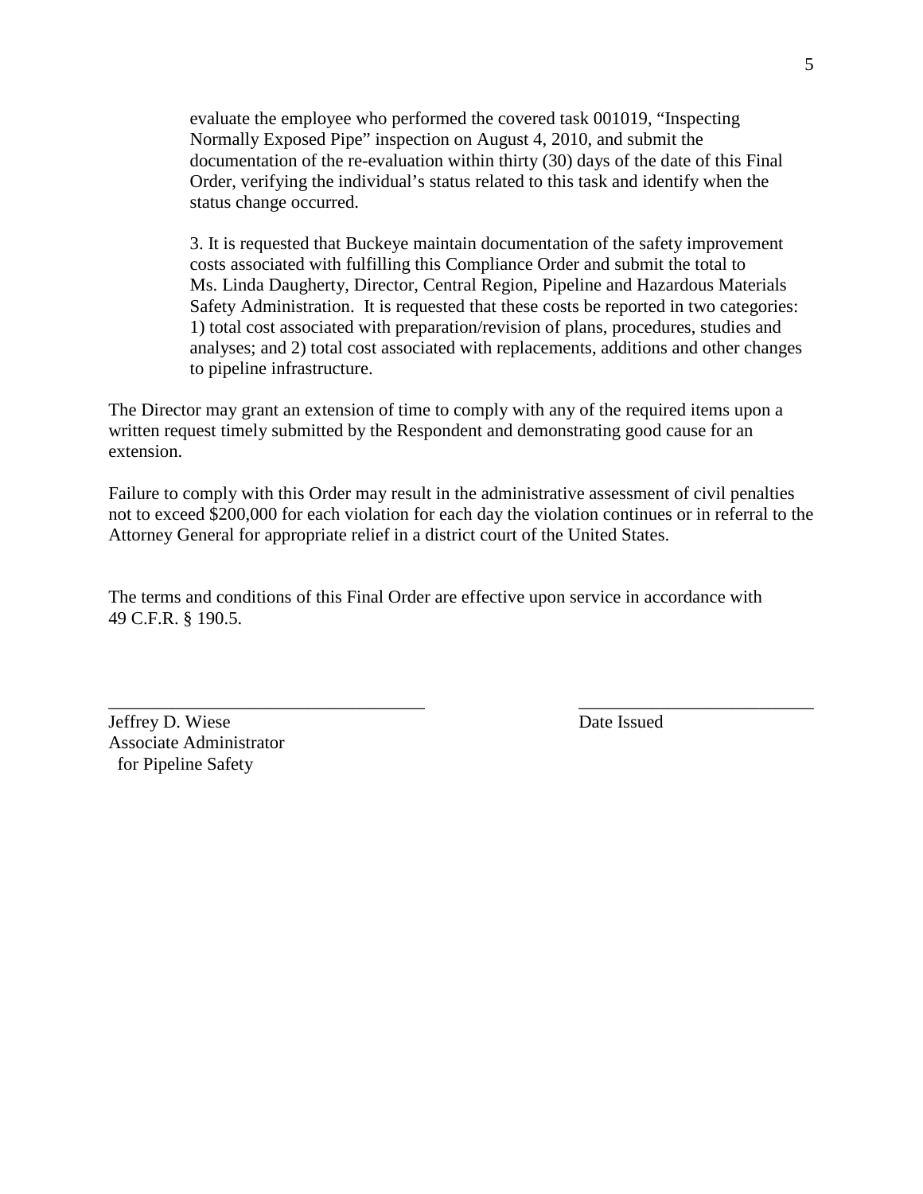evaluate the employee who performed the covered task 001019, "Inspecting Normally Exposed Pipe" inspection on August 4, 2010, and submit the documentation of the re-evaluation within thirty (30) days of the date of this Final Order, verifying the individual's status related to this task and identify when the status change occurred.

3. It is requested that Buckeye maintain documentation of the safety improvement costs associated with fulfilling this Compliance Order and submit the total to Ms. Linda Daugherty, Director, Central Region, Pipeline and Hazardous Materials Safety Administration. It is requested that these costs be reported in two categories: 1) total cost associated with preparation/revision of plans, procedures, studies and analyses; and 2) total cost associated with replacements, additions and other changes to pipeline infrastructure.

The Director may grant an extension of time to comply with any of the required items upon a written request timely submitted by the Respondent and demonstrating good cause for an extension.

Failure to comply with this Order may result in the administrative assessment of civil penalties not to exceed $200,000 for each violation for each day the violation continues or in referral to the Attorney General for appropriate relief in a district court of the United States.

The terms and conditions of this Final Order are effective upon service in accordance with 49 C.F.R. § 190.5.

\_\_\_\_\_\_\_\_\_\_\_\_\_\_\_\_\_\_\_\_\_\_\_\_\_\_\_\_\_\_\_\_\_\_\_
Jeffrey D. Wiese
Associate Administrator
for Pipeline Safety

\_\_\_\_\_\_\_\_\_\_\_\_\_\_\_\_\_\_\_\_\_\_\_\_\_\_
Date Issued